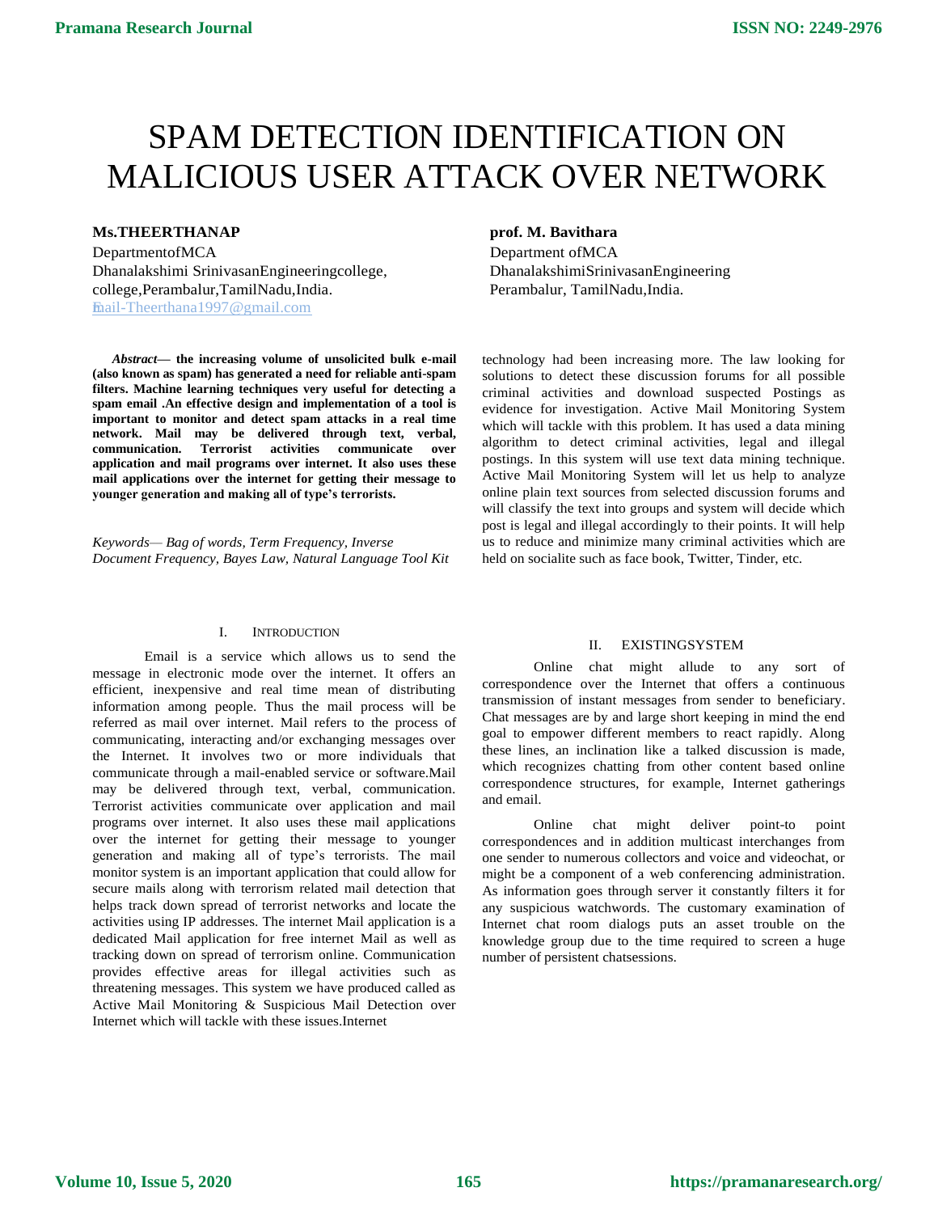# SPAM DETECTION IDENTIFICATION ON MALICIOUS USER ATTACK OVER NETWORK

**Ms.THEERTHANAP**
DepartmentofMCA
Dhanalakshimi SrinivasanEngineeringcollege, college,Perambalur,TamilNadu,India.
mail-Theerthana1997@gmail.com

**prof. M. Bavithara**
Department ofMCA
DhanalakshimiSrinivasanEngineering
Perambalur, TamilNadu,India.

***Abstract*— the increasing volume of unsolicited bulk e-mail (also known as spam) has generated a need for reliable anti-spam filters. Machine learning techniques very useful for detecting a spam email .An effective design and implementation of a tool is important to monitor and detect spam attacks in a real time network. Mail may be delivered through text, verbal, communication. Terrorist activities communicate over application and mail programs over internet. It also uses these mail applications over the internet for getting their message to younger generation and making all of type's terrorists.**

*Keywords— Bag of words, Term Frequency, Inverse Document Frequency, Bayes Law, Natural Language Tool Kit*

## I. INTRODUCTION

Email is a service which allows us to send the message in electronic mode over the internet. It offers an efficient, inexpensive and real time mean of distributing information among people. Thus the mail process will be referred as mail over internet. Mail refers to the process of communicating, interacting and/or exchanging messages over the Internet. It involves two or more individuals that communicate through a mail-enabled service or software.Mail may be delivered through text, verbal, communication. Terrorist activities communicate over application and mail programs over internet. It also uses these mail applications over the internet for getting their message to younger generation and making all of type's terrorists. The mail monitor system is an important application that could allow for secure mails along with terrorism related mail detection that helps track down spread of terrorist networks and locate the activities using IP addresses. The internet Mail application is a dedicated Mail application for free internet Mail as well as tracking down on spread of terrorism online. Communication provides effective areas for illegal activities such as threatening messages. This system we have produced called as Active Mail Monitoring & Suspicious Mail Detection over Internet which will tackle with these issues.Internet technology had been increasing more. The law looking for solutions to detect these discussion forums for all possible criminal activities and download suspected Postings as evidence for investigation. Active Mail Monitoring System which will tackle with this problem. It has used a data mining algorithm to detect criminal activities, legal and illegal postings. In this system will use text data mining technique. Active Mail Monitoring System will let us help to analyze online plain text sources from selected discussion forums and will classify the text into groups and system will decide which post is legal and illegal accordingly to their points. It will help us to reduce and minimize many criminal activities which are held on socialite such as face book, Twitter, Tinder, etc.

## II. EXISTINGSYSTEM

Online chat might allude to any sort of correspondence over the Internet that offers a continuous transmission of instant messages from sender to beneficiary. Chat messages are by and large short keeping in mind the end goal to empower different members to react rapidly. Along these lines, an inclination like a talked discussion is made, which recognizes chatting from other content based online correspondence structures, for example, Internet gatherings and email.

Online chat might deliver point-to point correspondences and in addition multicast interchanges from one sender to numerous collectors and voice and videochat, or might be a component of a web conferencing administration. As information goes through server it constantly filters it for any suspicious watchwords. The customary examination of Internet chat room dialogs puts an asset trouble on the knowledge group due to the time required to screen a huge number of persistent chatsessions.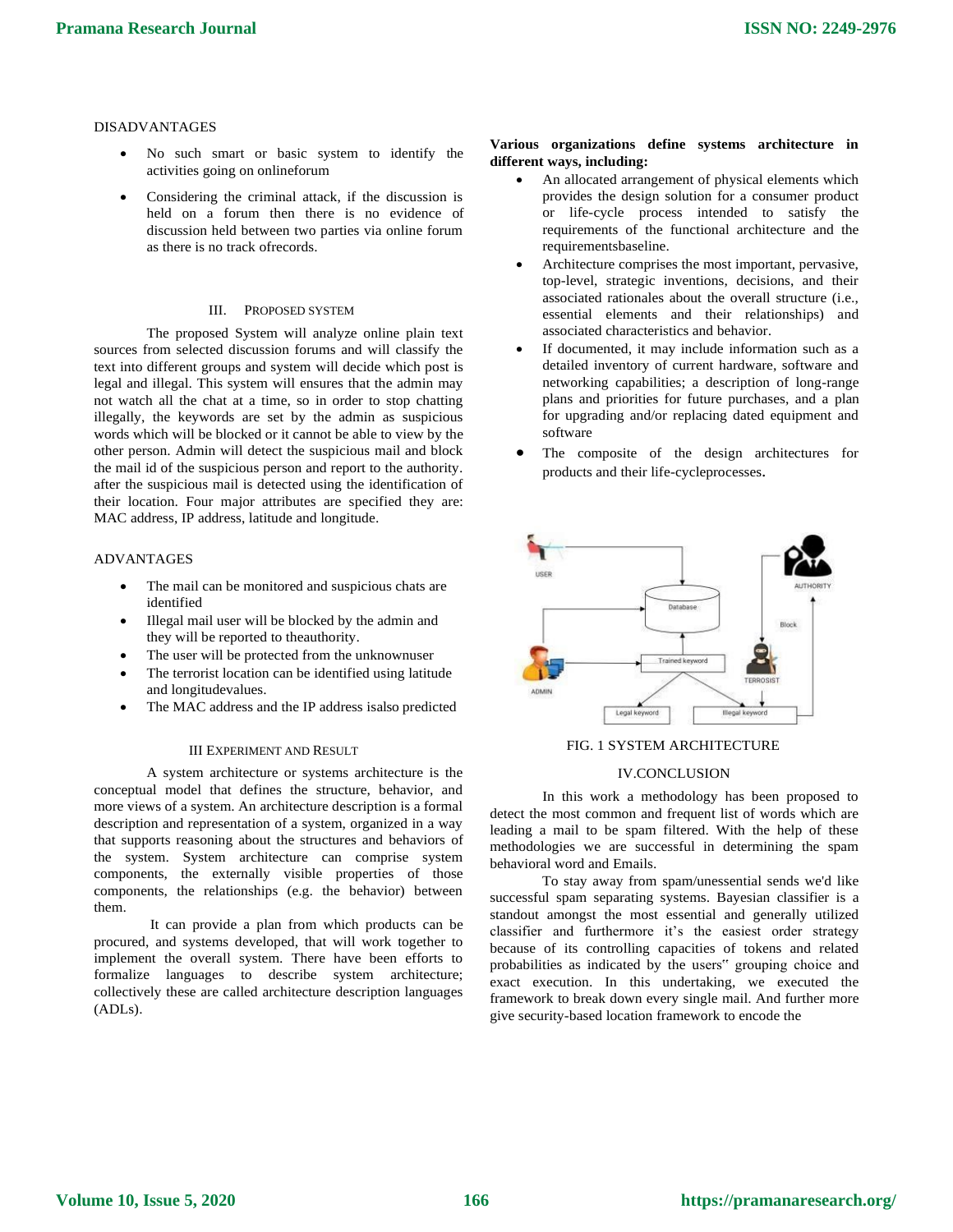DISADVANTAGES

- No such smart or basic system to identify the activities going on onlineforum
- Considering the criminal attack, if the discussion is held on a forum then there is no evidence of discussion held between two parties via online forum as there is no track ofrecords.

## III. PROPOSED SYSTEM

The proposed System will analyze online plain text sources from selected discussion forums and will classify the text into different groups and system will decide which post is legal and illegal. This system will ensures that the admin may not watch all the chat at a time, so in order to stop chatting illegally, the keywords are set by the admin as suspicious words which will be blocked or it cannot be able to view by the other person. Admin will detect the suspicious mail and block the mail id of the suspicious person and report to the authority. after the suspicious mail is detected using the identification of their location. Four major attributes are specified they are: MAC address, IP address, latitude and longitude.

ADVANTAGES

- The mail can be monitored and suspicious chats are identified
- Illegal mail user will be blocked by the admin and they will be reported to theauthority.
- The user will be protected from the unknownuser
- The terrorist location can be identified using latitude and longitudevalues.
- The MAC address and the IP address isalso predicted

## III EXPERIMENT AND RESULT

A system architecture or systems architecture is the conceptual model that defines the structure, behavior, and more views of a system. An architecture description is a formal description and representation of a system, organized in a way that supports reasoning about the structures and behaviors of the system. System architecture can comprise system components, the externally visible properties of those components, the relationships (e.g. the behavior) between them.

It can provide a plan from which products can be procured, and systems developed, that will work together to implement the overall system. There have been efforts to formalize languages to describe system architecture; collectively these are called architecture description languages (ADLs).

**Various organizations define systems architecture in different ways, including:**

- An allocated arrangement of physical elements which provides the design solution for a consumer product or life-cycle process intended to satisfy the requirements of the functional architecture and the requirementsbaseline.
- Architecture comprises the most important, pervasive, top-level, strategic inventions, decisions, and their associated rationales about the overall structure (i.e., essential elements and their relationships) and associated characteristics and behavior.
- If documented, it may include information such as a detailed inventory of current hardware, software and networking capabilities; a description of long-range plans and priorities for future purchases, and a plan for upgrading and/or replacing dated equipment and software
- The composite of the design architectures for products and their life-cycleprocesses.

USER
AUTHORITY
Database
Block
Trained keyword
ADMIN
TERROSIST
Legal keyword
Illegal keyword

FIG. 1 SYSTEM ARCHITECTURE

## IV.CONCLUSION

In this work a methodology has been proposed to detect the most common and frequent list of words which are leading a mail to be spam filtered. With the help of these methodologies we are successful in determining the spam behavioral word and Emails.

To stay away from spam/unessential sends we'd like successful spam separating systems. Bayesian classifier is a standout amongst the most essential and generally utilized classifier and furthermore it's the easiest order strategy because of its controlling capacities of tokens and related probabilities as indicated by the users" grouping choice and exact execution. In this undertaking, we executed the framework to break down every single mail. And further more give security-based location framework to encode the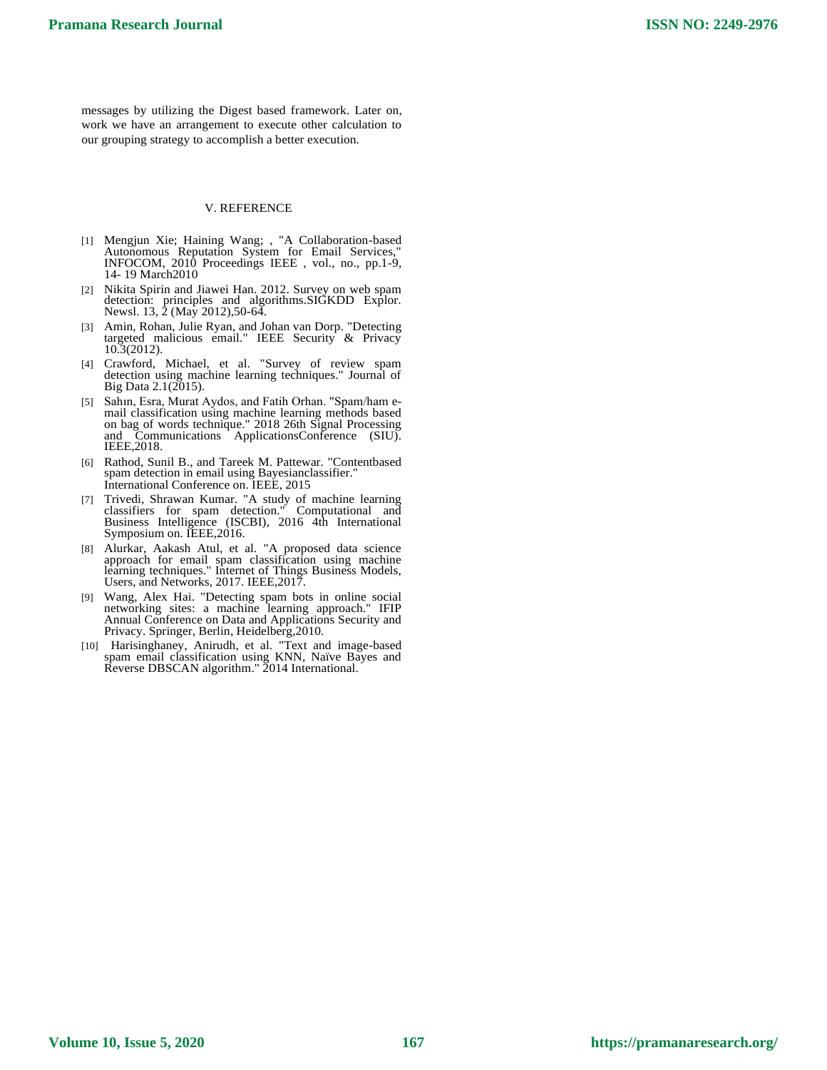messages by utilizing the Digest based framework. Later on, work we have an arrangement to execute other calculation to our grouping strategy to accomplish a better execution.

## V. REFERENCE

[1] Mengjun Xie; Haining Wang; , "A Collaboration-based Autonomous Reputation System for Email Services," INFOCOM, 2010 Proceedings IEEE , vol., no., pp.1-9, 14- 19 March2010

[2] Nikita Spirin and Jiawei Han. 2012. Survey on web spam detection: principles and algorithms.SIGKDD Explor. Newsl. 13, 2 (May 2012),50-64.

[3] Amin, Rohan, Julie Ryan, and Johan van Dorp. "Detecting targeted malicious email." IEEE Security & Privacy 10.3(2012).

[4] Crawford, Michael, et al. "Survey of review spam detection using machine learning techniques." Journal of Big Data 2.1(2015).

[5] Sahın, Esra, Murat Aydos, and Fatih Orhan. "Spam/ham e-mail classification using machine learning methods based on bag of words technique." 2018 26th Signal Processing and Communications ApplicationsConference (SIU). IEEE,2018.

[6] Rathod, Sunil B., and Tareek M. Pattewar. "Contentbased spam detection in email using Bayesianclassifier." International Conference on. IEEE, 2015

[7] Trivedi, Shrawan Kumar. "A study of machine learning classifiers for spam detection." Computational and Business Intelligence (ISCBI), 2016 4th International Symposium on. IEEE,2016.

[8] Alurkar, Aakash Atul, et al. "A proposed data science approach for email spam classification using machine learning techniques." Internet of Things Business Models, Users, and Networks, 2017. IEEE,2017.

[9] Wang, Alex Hai. "Detecting spam bots in online social networking sites: a machine learning approach." IFIP Annual Conference on Data and Applications Security and Privacy. Springer, Berlin, Heidelberg,2010.

[10] Harisinghaney, Anirudh, et al. "Text and image-based spam email classification using KNN, Naïve Bayes and Reverse DBSCAN algorithm." 2014 International.